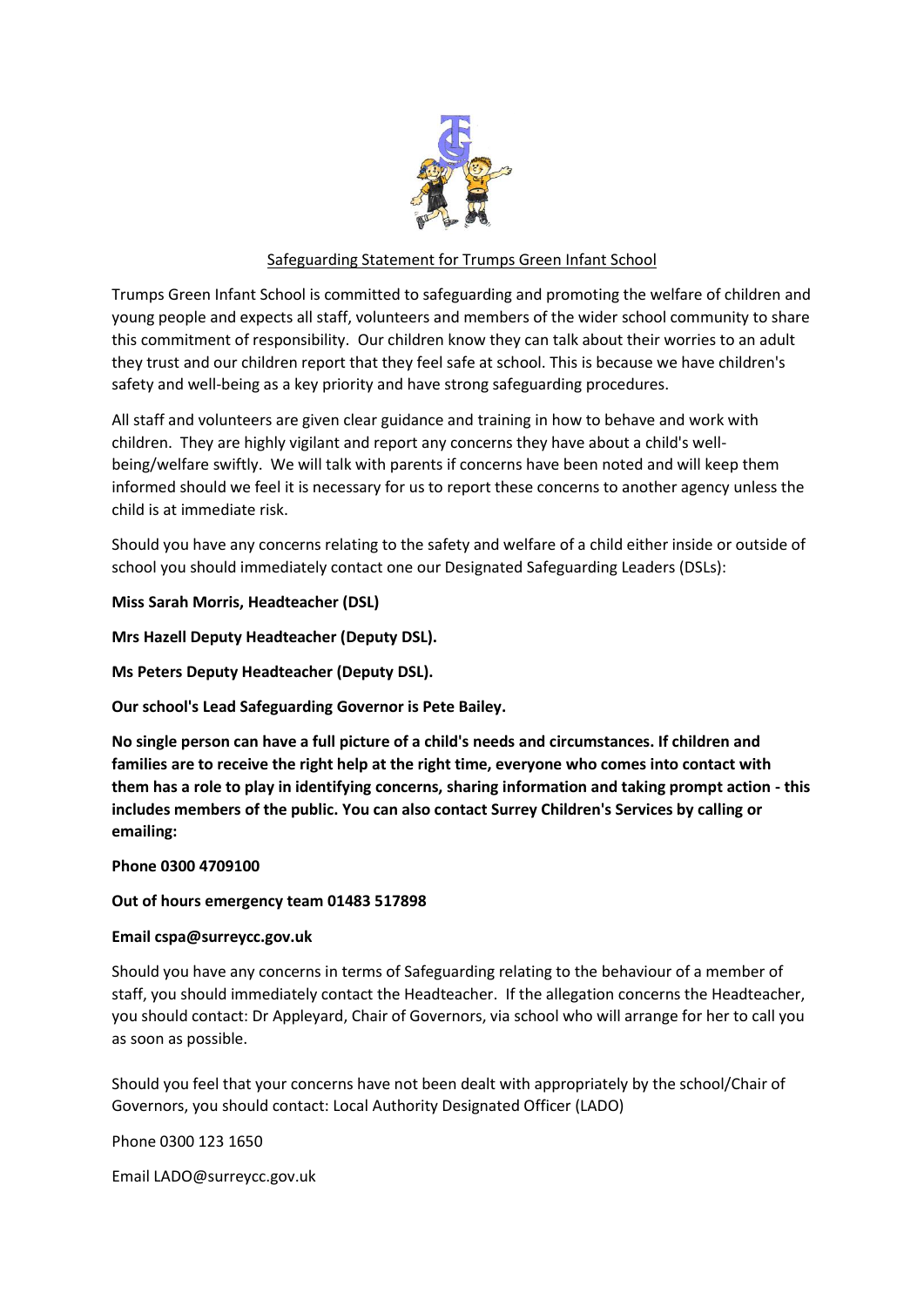# Safeguarding Statement for Trumps Green Infant School

Trumps Green Infant School is committed to safeguarding and promoting the welfare of children and young people and expects all staff, volunteers and members of the wider school community to share this commitment of responsibility. Our children know they can talk about their worries to an adult they trust and our children report that they feel safe at school. This is because we have children's safety and well-being as a key priority and have strong safeguarding procedures.

All staff and volunteers are given clear guidance and training in how to behave and work with children. They are highly vigilant and report any concerns they have about a child's well-being/welfare swiftly. We will talk with parents if concerns have been noted and will keep them informed should we feel it is necessary for us to report these concerns to another agency unless the child is at immediate risk.

Should you have any concerns relating to the safety and welfare of a child either inside or outside of school you should immediately contact one our Designated Safeguarding Leaders (DSLs):

**Miss Sarah Morris, Headteacher (DSL)**

**Mrs Hazell Deputy Headteacher (Deputy DSL).**

**Ms Peters Deputy Headteacher (Deputy DSL).**

**Our school's Lead Safeguarding Governor is Pete Bailey.**

**No single person can have a full picture of a child's needs and circumstances. If children and families are to receive the right help at the right time, everyone who comes into contact with them has a role to play in identifying concerns, sharing information and taking prompt action - this includes members of the public. You can also contact Surrey Children's Services by calling or emailing:**

**Phone 0300 4709100**

**Out of hours emergency team 01483 517898**

**Email cspa@surreycc.gov.uk**

Should you have any concerns in terms of Safeguarding relating to the behaviour of a member of staff, you should immediately contact the Headteacher. If the allegation concerns the Headteacher, you should contact: Dr Appleyard, Chair of Governors, via school who will arrange for her to call you as soon as possible.

Should you feel that your concerns have not been dealt with appropriately by the school/Chair of Governors, you should contact: Local Authority Designated Officer (LADO)

Phone 0300 123 1650

Email LADO@surreycc.gov.uk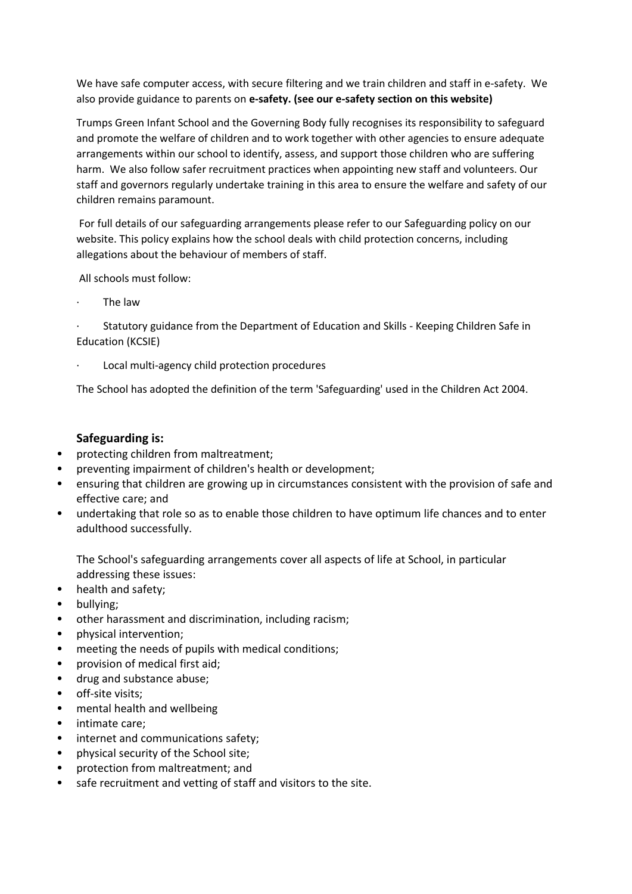We have safe computer access, with secure filtering and we train children and staff in e-safety. We also provide guidance to parents on **e-safety. (see our e-safety section on this website)**

Trumps Green Infant School and the Governing Body fully recognises its responsibility to safeguard and promote the welfare of children and to work together with other agencies to ensure adequate arrangements within our school to identify, assess, and support those children who are suffering harm. We also follow safer recruitment practices when appointing new staff and volunteers. Our staff and governors regularly undertake training in this area to ensure the welfare and safety of our children remains paramount.

For full details of our safeguarding arrangements please refer to our Safeguarding policy on our website. This policy explains how the school deals with child protection concerns, including allegations about the behaviour of members of staff.

All schools must follow:

- The law
- Statutory guidance from the Department of Education and Skills - Keeping Children Safe in Education (KCSIE)
- Local multi-agency child protection procedures

The School has adopted the definition of the term 'Safeguarding' used in the Children Act 2004.

### Safeguarding is:

- protecting children from maltreatment;
- preventing impairment of children's health or development;
- ensuring that children are growing up in circumstances consistent with the provision of safe and effective care; and
- undertaking that role so as to enable those children to have optimum life chances and to enter adulthood successfully.

The School's safeguarding arrangements cover all aspects of life at School, in particular addressing these issues:

- health and safety;
- bullying;
- other harassment and discrimination, including racism;
- physical intervention;
- meeting the needs of pupils with medical conditions;
- provision of medical first aid;
- drug and substance abuse;
- off-site visits;
- mental health and wellbeing
- intimate care;
- internet and communications safety;
- physical security of the School site;
- protection from maltreatment; and
- safe recruitment and vetting of staff and visitors to the site.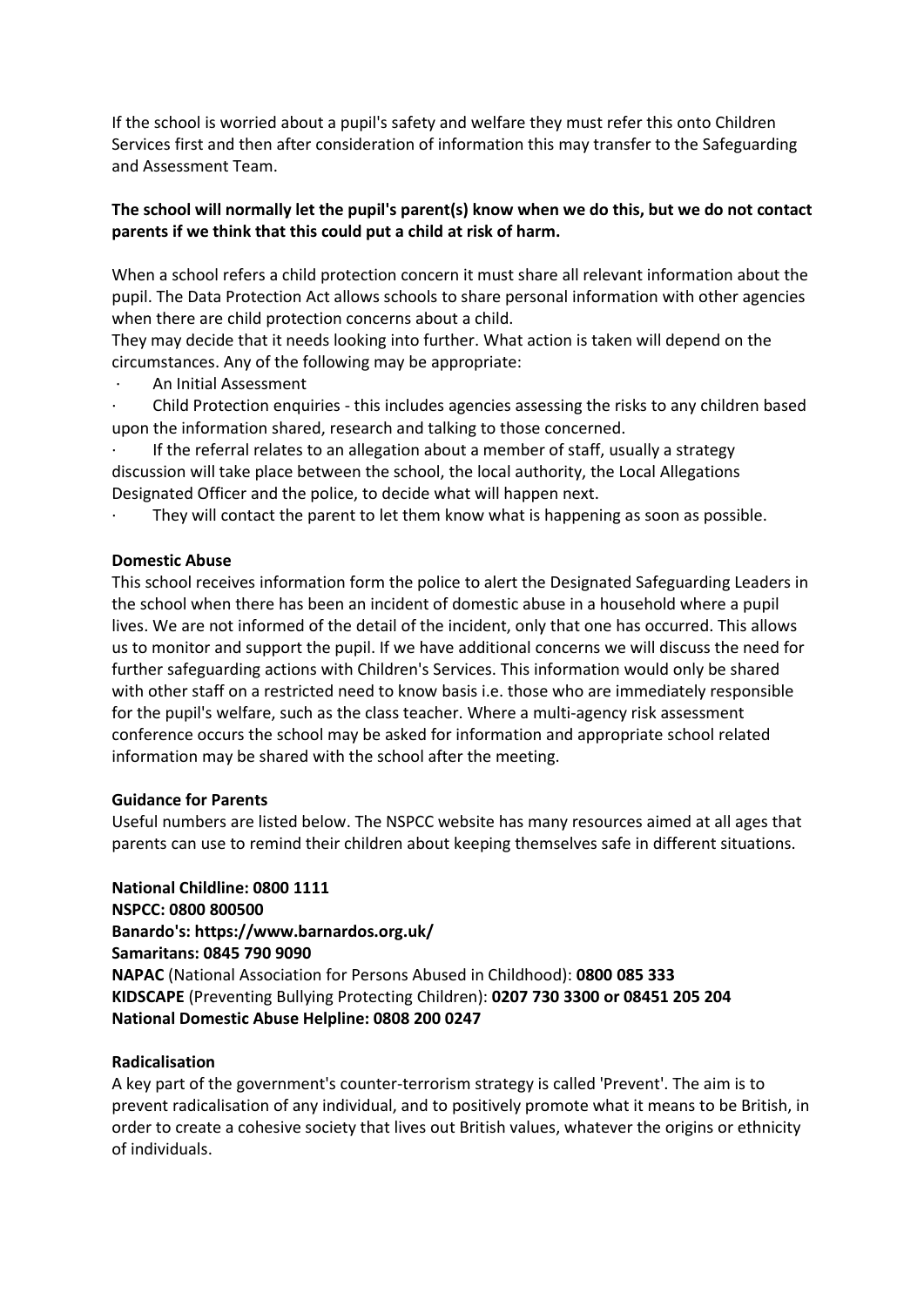If the school is worried about a pupil's safety and welfare they must refer this onto Children Services first and then after consideration of information this may transfer to the Safeguarding and Assessment Team.

**The school will normally let the pupil's parent(s) know when we do this, but we do not contact parents if we think that this could put a child at risk of harm.**

When a school refers a child protection concern it must share all relevant information about the pupil. The Data Protection Act allows schools to share personal information with other agencies when there are child protection concerns about a child.
They may decide that it needs looking into further. What action is taken will depend on the circumstances. Any of the following may be appropriate:

- An Initial Assessment
- Child Protection enquiries - this includes agencies assessing the risks to any children based upon the information shared, research and talking to those concerned.
- If the referral relates to an allegation about a member of staff, usually a strategy discussion will take place between the school, the local authority, the Local Allegations Designated Officer and the police, to decide what will happen next.
- They will contact the parent to let them know what is happening as soon as possible.

**Domestic Abuse**

This school receives information form the police to alert the Designated Safeguarding Leaders in the school when there has been an incident of domestic abuse in a household where a pupil lives. We are not informed of the detail of the incident, only that one has occurred. This allows us to monitor and support the pupil. If we have additional concerns we will discuss the need for further safeguarding actions with Children's Services. This information would only be shared with other staff on a restricted need to know basis i.e. those who are immediately responsible for the pupil's welfare, such as the class teacher. Where a multi-agency risk assessment conference occurs the school may be asked for information and appropriate school related information may be shared with the school after the meeting.

**Guidance for Parents**

Useful numbers are listed below. The NSPCC website has many resources aimed at all ages that parents can use to remind their children about keeping themselves safe in different situations.

**National Childline: 0800 1111**
**NSPCC: 0800 800500**
**Banardo's: https://www.barnardos.org.uk/**
**Samaritans: 0845 790 9090**
**NAPAC** (National Association for Persons Abused in Childhood): **0800 085 333**
**KIDSCAPE** (Preventing Bullying Protecting Children): **0207 730 3300 or 08451 205 204**
**National Domestic Abuse Helpline: 0808 200 0247**

**Radicalisation**

A key part of the government's counter-terrorism strategy is called 'Prevent'. The aim is to prevent radicalisation of any individual, and to positively promote what it means to be British, in order to create a cohesive society that lives out British values, whatever the origins or ethnicity of individuals.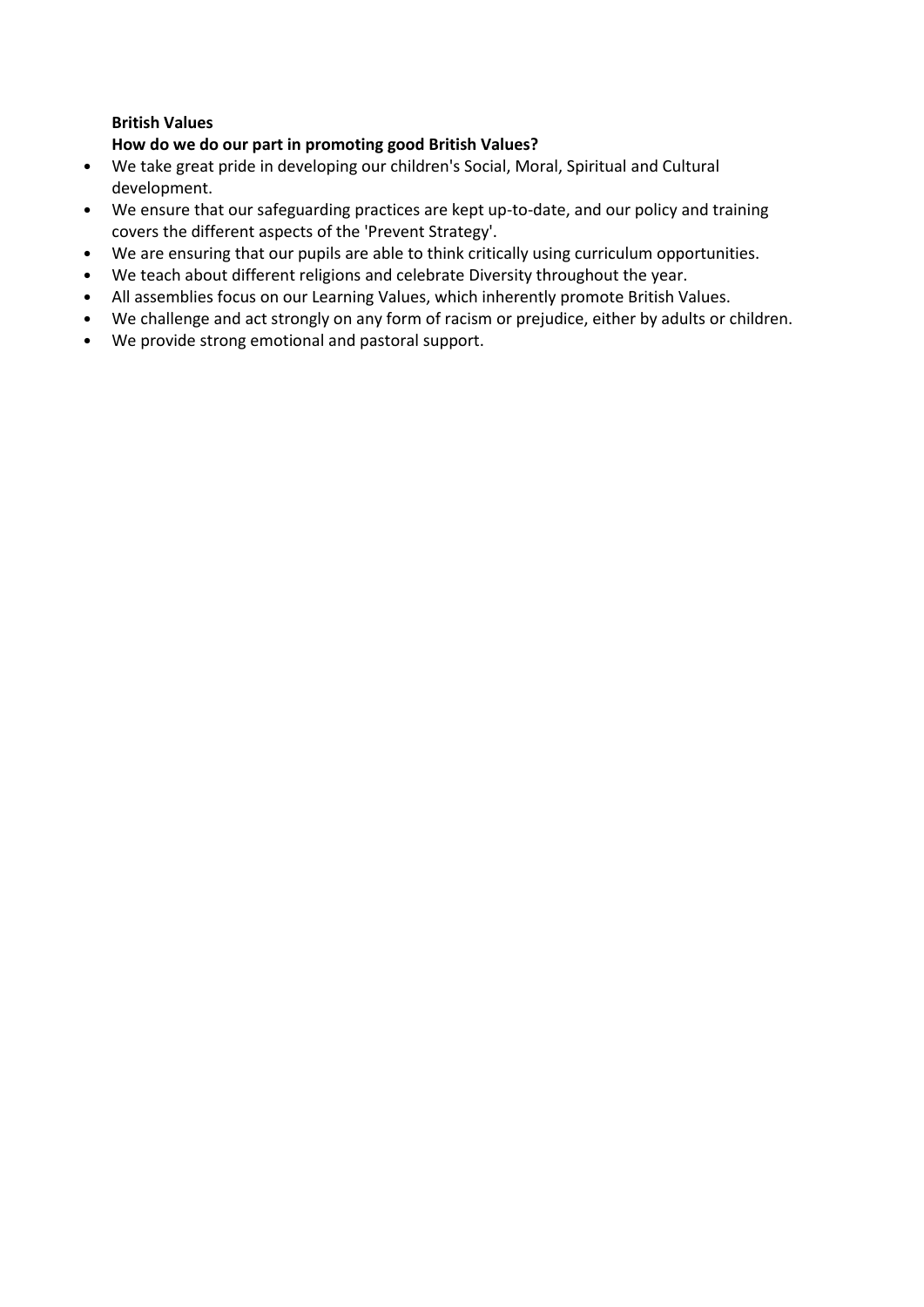**British Values**

**How do we do our part in promoting good British Values?**

- We take great pride in developing our children's Social, Moral, Spiritual and Cultural development.
- We ensure that our safeguarding practices are kept up-to-date, and our policy and training covers the different aspects of the 'Prevent Strategy'.
- We are ensuring that our pupils are able to think critically using curriculum opportunities.
- We teach about different religions and celebrate Diversity throughout the year.
- All assemblies focus on our Learning Values, which inherently promote British Values.
- We challenge and act strongly on any form of racism or prejudice, either by adults or children.
- We provide strong emotional and pastoral support.